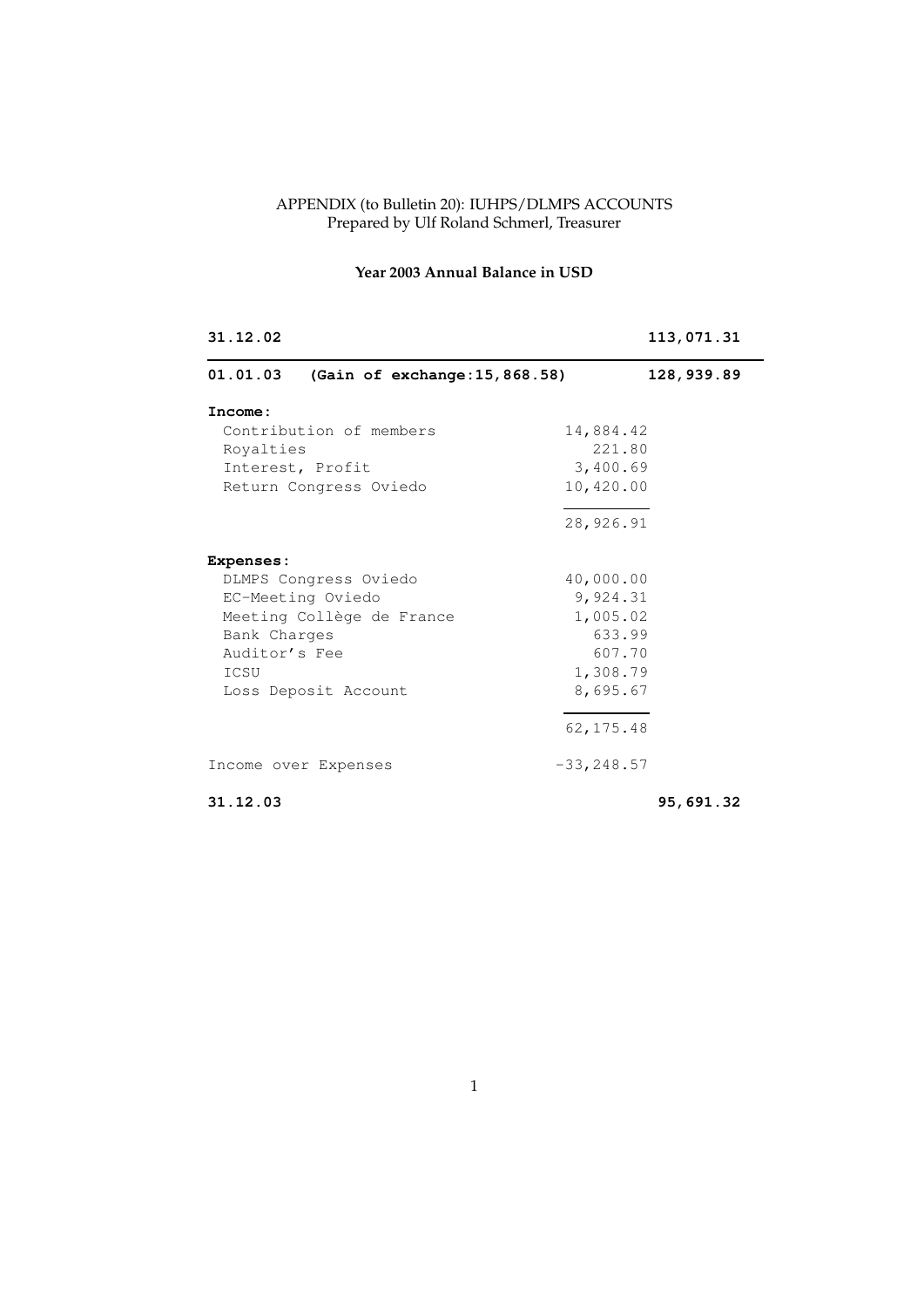APPENDIX (to Bulletin 20): IUHPS/DLMPS ACCOUNTS
Prepared by Ulf Roland Schmerl, Treasurer

**Year 2003 Annual Balance in USD**

| | | |
|---|---|---|
| **31.12.02** | | **113,071.31** |
| **01.01.03 (Gain of exchange:15,868.58)** | | **128,939.89** |
| **Income:** | | |
| Contribution of members | 14,884.42 | |
| Royalties | 221.80 | |
| Interest, Profit | 3,400.69 | |
| Return Congress Oviedo | 10,420.00 | |
| | 28,926.91 | |
| **Expenses:** | | |
| DLMPS Congress Oviedo | 40,000.00 | |
| EC-Meeting Oviedo | 9,924.31 | |
| Meeting Collège de France | 1,005.02 | |
| Bank Charges | 633.99 | |
| Auditor's Fee | 607.70 | |
| ICSU | 1,308.79 | |
| Loss Deposit Account | 8,695.67 | |
| | 62,175.48 | |
| Income over Expenses | -33,248.57 | |
| **31.12.03** | | **95,691.32** |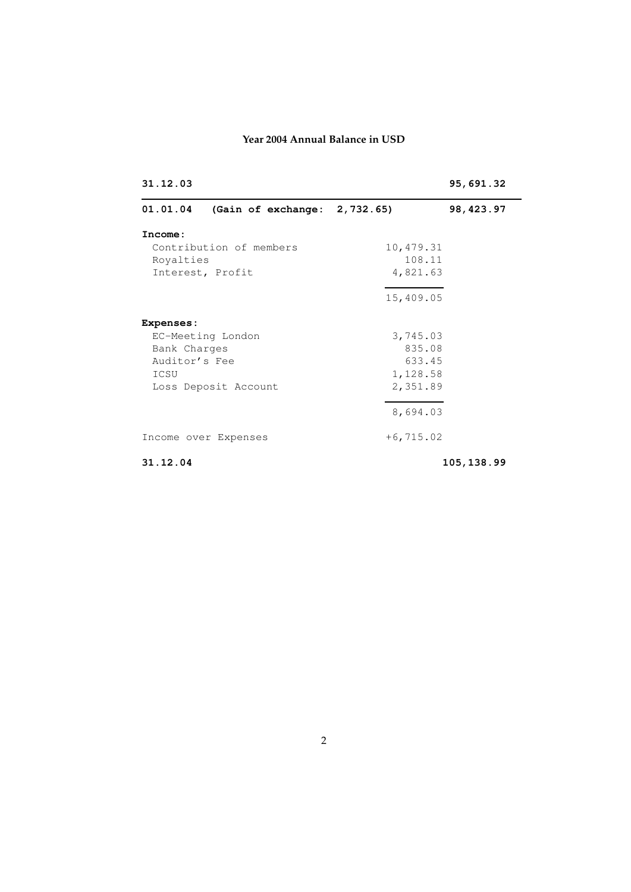**Year 2004 Annual Balance in USD**

| | | |
|---|---|---|
| **31.12.03** | | **95,691.32** |
| **01.01.04 (Gain of exchange: 2,732.65)** | | **98,423.97** |
| **Income:** | | |
| Contribution of members | 10,479.31 | |
| Royalties | 108.11 | |
| Interest, Profit | 4,821.63 | |
| | 15,409.05 | |
| **Expenses:** | | |
| EC-Meeting London | 3,745.03 | |
| Bank Charges | 835.08 | |
| Auditor's Fee | 633.45 | |
| ICSU | 1,128.58 | |
| Loss Deposit Account | 2,351.89 | |
| | 8,694.03 | |
| Income over Expenses | +6,715.02 | |
| **31.12.04** | | **105,138.99** |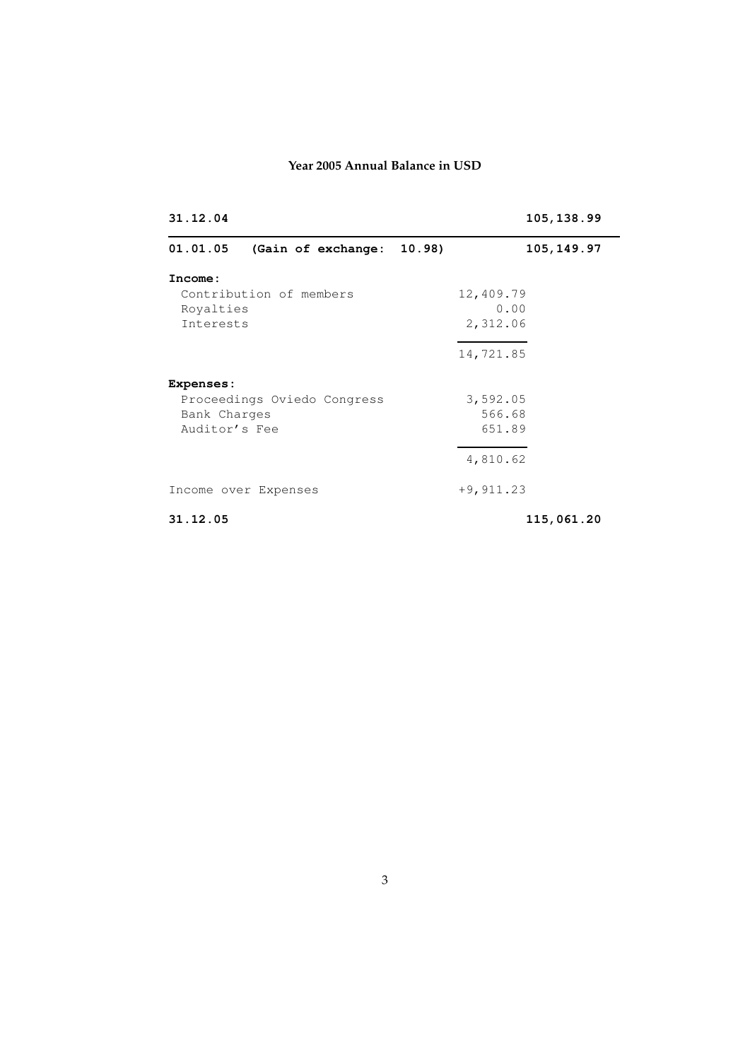**Year 2005 Annual Balance in USD**

| | | |
|---|---|---|
| **31.12.04** | | **105,138.99** |
| **01.01.05 (Gain of exchange: 10.98)** | | **105,149.97** |
| **Income:** | | |
| Contribution of members | 12,409.79 | |
| Royalties | 0.00 | |
| Interests | 2,312.06 | |
| | 14,721.85 | |
| **Expenses:** | | |
| Proceedings Oviedo Congress | 3,592.05 | |
| Bank Charges | 566.68 | |
| Auditor's Fee | 651.89 | |
| | 4,810.62 | |
| Income over Expenses | +9,911.23 | |
| **31.12.05** | | **115,061.20** |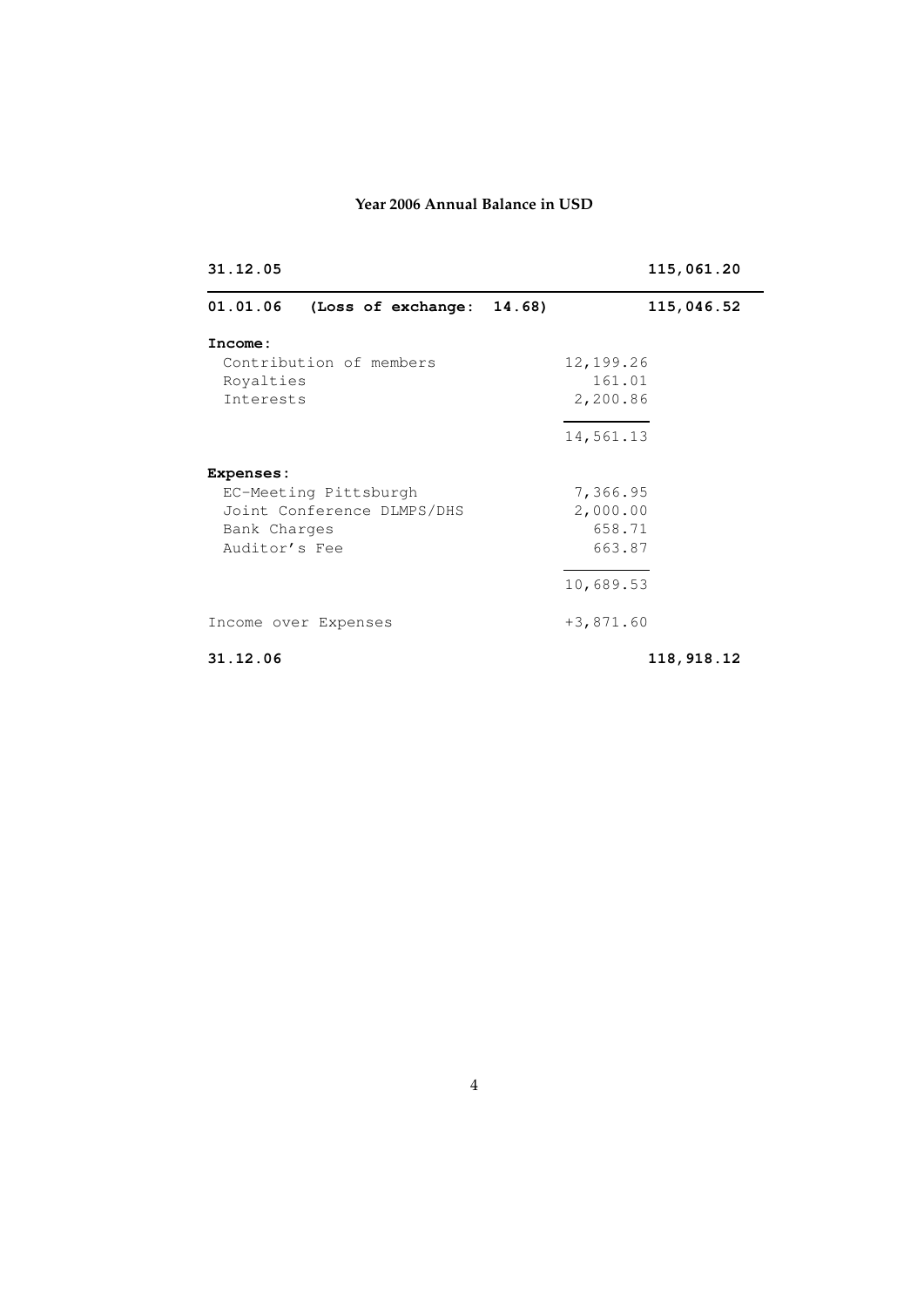**Year 2006 Annual Balance in USD**

| | | |
|---|---|---|
| **31.12.05** | | **115,061.20** |
| **01.01.06 (Loss of exchange: 14.68)** | | **115,046.52** |
| **Income:** | | |
| Contribution of members | 12,199.26 | |
| Royalties | 161.01 | |
| Interests | 2,200.86 | |
| | 14,561.13 | |
| **Expenses:** | | |
| EC-Meeting Pittsburgh | 7,366.95 | |
| Joint Conference DLMPS/DHS | 2,000.00 | |
| Bank Charges | 658.71 | |
| Auditor's Fee | 663.87 | |
| | 10,689.53 | |
| Income over Expenses | +3,871.60 | |
| **31.12.06** | | **118,918.12** |